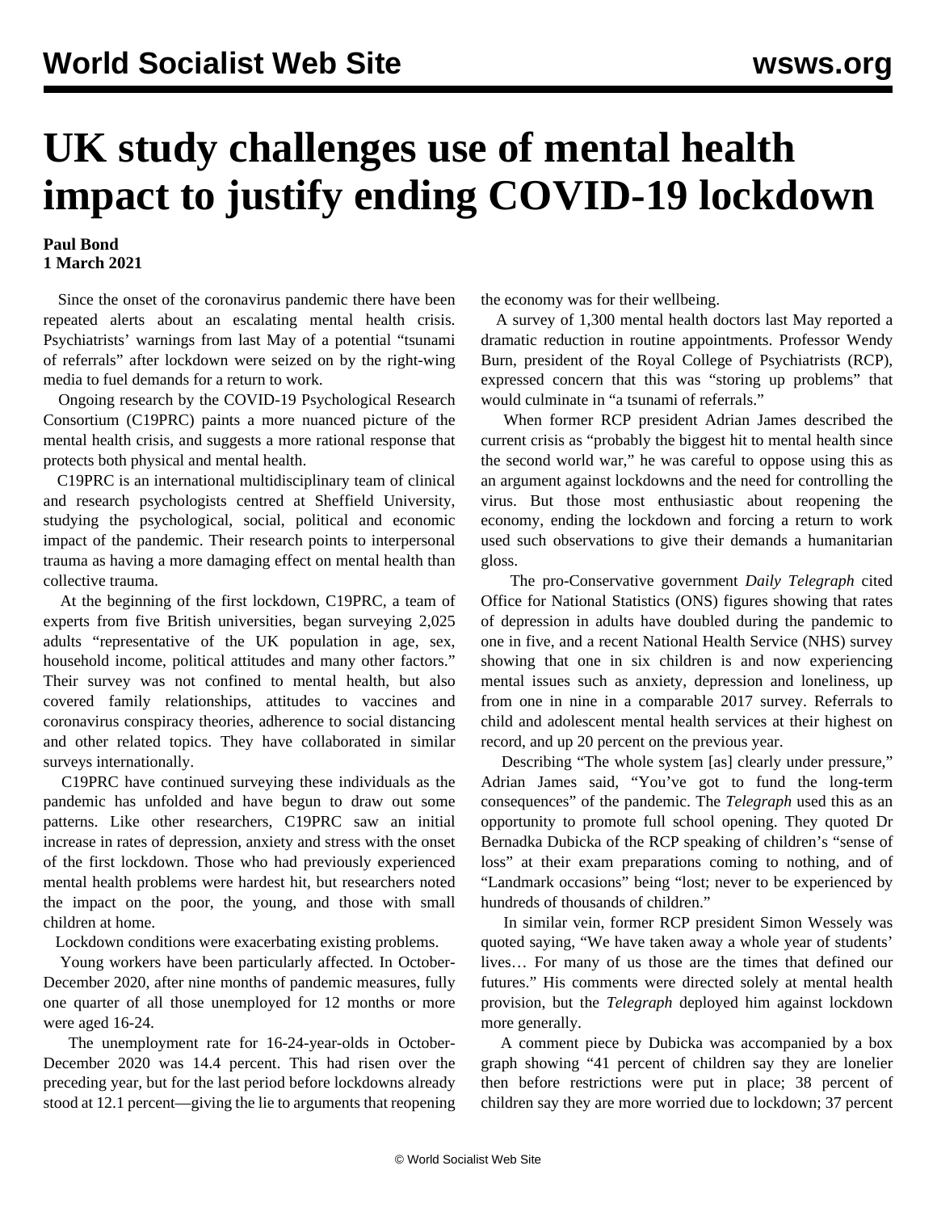# UK study challenges use of mental health impact to justify ending COVID-19 lockdown

**Paul Bond**
**1 March 2021**

Since the onset of the coronavirus pandemic there have been repeated alerts about an escalating mental health crisis. Psychiatrists' warnings from last May of a potential "tsunami of referrals" after lockdown were seized on by the right-wing media to fuel demands for a return to work.

Ongoing research by the COVID-19 Psychological Research Consortium (C19PRC) paints a more nuanced picture of the mental health crisis, and suggests a more rational response that protects both physical and mental health.

C19PRC is an international multidisciplinary team of clinical and research psychologists centred at Sheffield University, studying the psychological, social, political and economic impact of the pandemic. Their research points to interpersonal trauma as having a more damaging effect on mental health than collective trauma.

At the beginning of the first lockdown, C19PRC, a team of experts from five British universities, began surveying 2,025 adults "representative of the UK population in age, sex, household income, political attitudes and many other factors." Their survey was not confined to mental health, but also covered family relationships, attitudes to vaccines and coronavirus conspiracy theories, adherence to social distancing and other related topics. They have collaborated in similar surveys internationally.

C19PRC have continued surveying these individuals as the pandemic has unfolded and have begun to draw out some patterns. Like other researchers, C19PRC saw an initial increase in rates of depression, anxiety and stress with the onset of the first lockdown. Those who had previously experienced mental health problems were hardest hit, but researchers noted the impact on the poor, the young, and those with small children at home.

Lockdown conditions were exacerbating existing problems.

Young workers have been particularly affected. In October-December 2020, after nine months of pandemic measures, fully one quarter of all those unemployed for 12 months or more were aged 16-24.

The unemployment rate for 16-24-year-olds in October-December 2020 was 14.4 percent. This had risen over the preceding year, but for the last period before lockdowns already stood at 12.1 percent—giving the lie to arguments that reopening the economy was for their wellbeing.

A survey of 1,300 mental health doctors last May reported a dramatic reduction in routine appointments. Professor Wendy Burn, president of the Royal College of Psychiatrists (RCP), expressed concern that this was "storing up problems" that would culminate in "a tsunami of referrals."

When former RCP president Adrian James described the current crisis as "probably the biggest hit to mental health since the second world war," he was careful to oppose using this as an argument against lockdowns and the need for controlling the virus. But those most enthusiastic about reopening the economy, ending the lockdown and forcing a return to work used such observations to give their demands a humanitarian gloss.

The pro-Conservative government *Daily Telegraph* cited Office for National Statistics (ONS) figures showing that rates of depression in adults have doubled during the pandemic to one in five, and a recent National Health Service (NHS) survey showing that one in six children is and now experiencing mental issues such as anxiety, depression and loneliness, up from one in nine in a comparable 2017 survey. Referrals to child and adolescent mental health services at their highest on record, and up 20 percent on the previous year.

Describing "The whole system [as] clearly under pressure," Adrian James said, "You've got to fund the long-term consequences" of the pandemic. The *Telegraph* used this as an opportunity to promote full school opening. They quoted Dr Bernadka Dubicka of the RCP speaking of children's "sense of loss" at their exam preparations coming to nothing, and of "Landmark occasions" being "lost; never to be experienced by hundreds of thousands of children."

In similar vein, former RCP president Simon Wessely was quoted saying, "We have taken away a whole year of students' lives… For many of us those are the times that defined our futures." His comments were directed solely at mental health provision, but the *Telegraph* deployed him against lockdown more generally.

A comment piece by Dubicka was accompanied by a box graph showing "41 percent of children say they are lonelier then before restrictions were put in place; 38 percent of children say they are more worried due to lockdown; 37 percent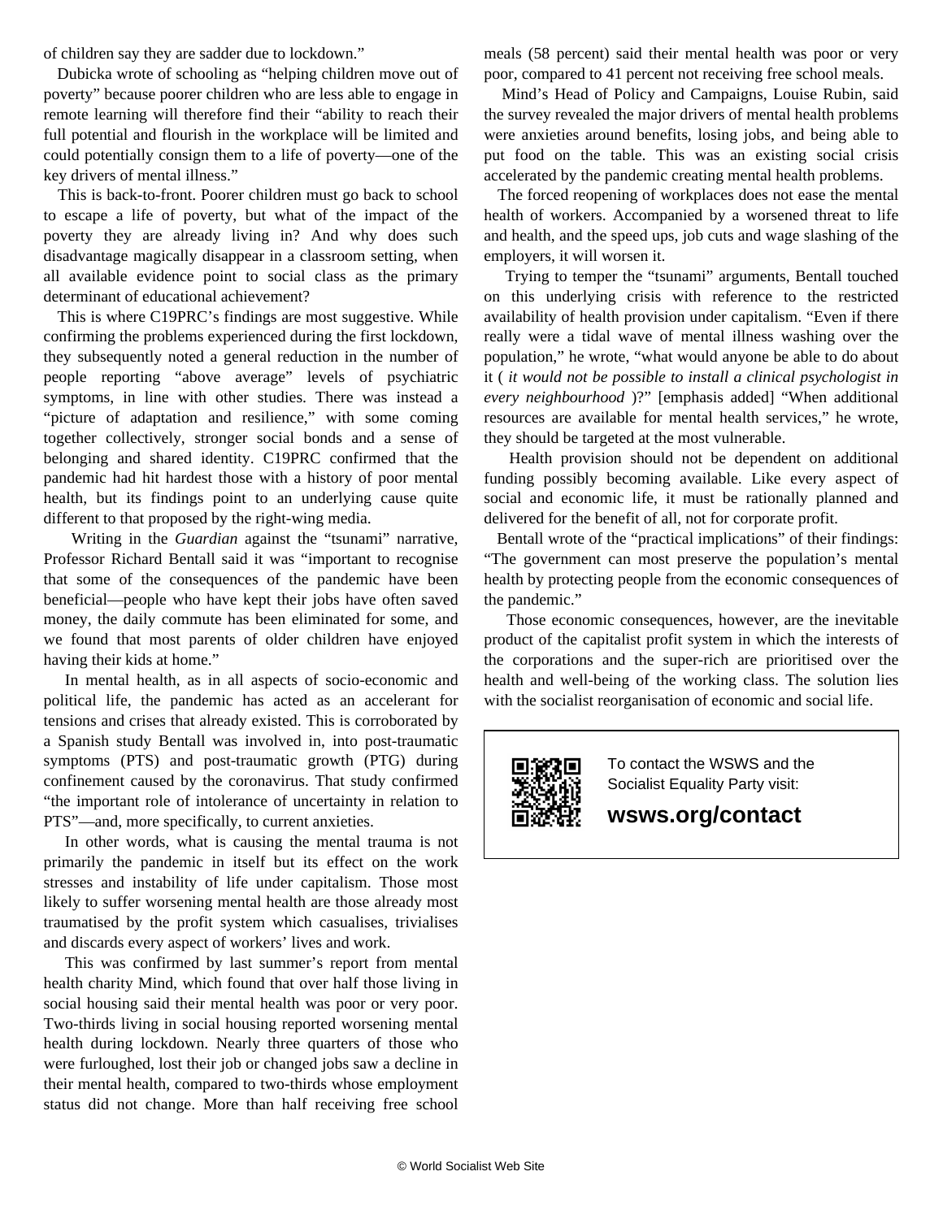of children say they are sadder due to lockdown."

Dubicka wrote of schooling as "helping children move out of poverty" because poorer children who are less able to engage in remote learning will therefore find their "ability to reach their full potential and flourish in the workplace will be limited and could potentially consign them to a life of poverty—one of the key drivers of mental illness."

This is back-to-front. Poorer children must go back to school to escape a life of poverty, but what of the impact of the poverty they are already living in? And why does such disadvantage magically disappear in a classroom setting, when all available evidence point to social class as the primary determinant of educational achievement?

This is where C19PRC's findings are most suggestive. While confirming the problems experienced during the first lockdown, they subsequently noted a general reduction in the number of people reporting "above average" levels of psychiatric symptoms, in line with other studies. There was instead a "picture of adaptation and resilience," with some coming together collectively, stronger social bonds and a sense of belonging and shared identity. C19PRC confirmed that the pandemic had hit hardest those with a history of poor mental health, but its findings point to an underlying cause quite different to that proposed by the right-wing media.

Writing in the *Guardian* against the "tsunami" narrative, Professor Richard Bentall said it was "important to recognise that some of the consequences of the pandemic have been beneficial—people who have kept their jobs have often saved money, the daily commute has been eliminated for some, and we found that most parents of older children have enjoyed having their kids at home."

In mental health, as in all aspects of socio-economic and political life, the pandemic has acted as an accelerant for tensions and crises that already existed. This is corroborated by a Spanish study Bentall was involved in, into post-traumatic symptoms (PTS) and post-traumatic growth (PTG) during confinement caused by the coronavirus. That study confirmed "the important role of intolerance of uncertainty in relation to PTS"—and, more specifically, to current anxieties.

In other words, what is causing the mental trauma is not primarily the pandemic in itself but its effect on the work stresses and instability of life under capitalism. Those most likely to suffer worsening mental health are those already most traumatised by the profit system which casualises, trivialises and discards every aspect of workers' lives and work.

This was confirmed by last summer's report from mental health charity Mind, which found that over half those living in social housing said their mental health was poor or very poor. Two-thirds living in social housing reported worsening mental health during lockdown. Nearly three quarters of those who were furloughed, lost their job or changed jobs saw a decline in their mental health, compared to two-thirds whose employment status did not change. More than half receiving free school meals (58 percent) said their mental health was poor or very poor, compared to 41 percent not receiving free school meals.

Mind's Head of Policy and Campaigns, Louise Rubin, said the survey revealed the major drivers of mental health problems were anxieties around benefits, losing jobs, and being able to put food on the table. This was an existing social crisis accelerated by the pandemic creating mental health problems.

The forced reopening of workplaces does not ease the mental health of workers. Accompanied by a worsened threat to life and health, and the speed ups, job cuts and wage slashing of the employers, it will worsen it.

Trying to temper the "tsunami" arguments, Bentall touched on this underlying crisis with reference to the restricted availability of health provision under capitalism. "Even if there really were a tidal wave of mental illness washing over the population," he wrote, "what would anyone be able to do about it ( *it would not be possible to install a clinical psychologist in every neighbourhood* )?" [emphasis added] "When additional resources are available for mental health services," he wrote, they should be targeted at the most vulnerable.

Health provision should not be dependent on additional funding possibly becoming available. Like every aspect of social and economic life, it must be rationally planned and delivered for the benefit of all, not for corporate profit.

Bentall wrote of the "practical implications" of their findings: "The government can most preserve the population's mental health by protecting people from the economic consequences of the pandemic."

Those economic consequences, however, are the inevitable product of the capitalist profit system in which the interests of the corporations and the super-rich are prioritised over the health and well-being of the working class. The solution lies with the socialist reorganisation of economic and social life.

To contact the WSWS and the Socialist Equality Party visit:

**wsws.org/contact**